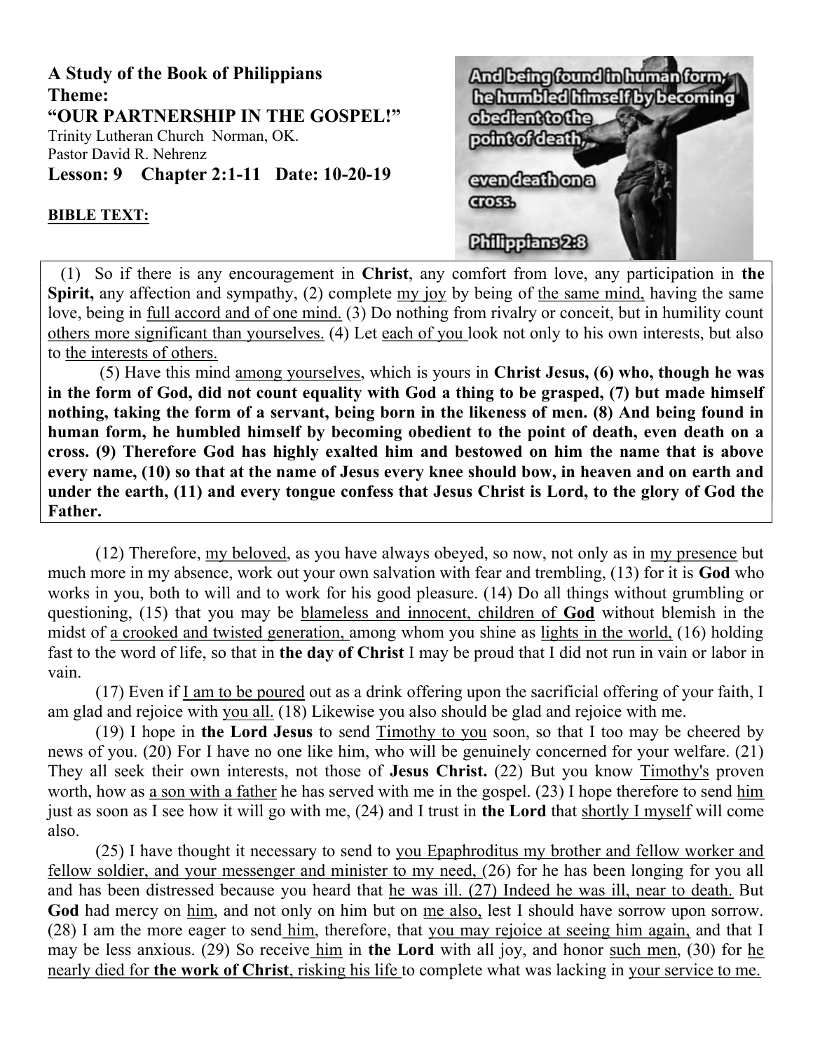**A Study of the Book of Philippians**
**Theme:**
**"OUR PARTNERSHIP IN THE GOSPEL!"**
Trinity Lutheran Church Norman, OK.
Pastor David R. Nehrenz
**Lesson: 9 Chapter 2:1-11 Date: 10-20-19**

**BIBLE TEXT:**

(1) So if there is any encouragement in **Christ**, any comfort from love, any participation in **the Spirit,** any affection and sympathy, (2) complete my joy by being of the same mind, having the same love, being in full accord and of one mind. (3) Do nothing from rivalry or conceit, but in humility count others more significant than yourselves. (4) Let each of you look not only to his own interests, but also to the interests of others.

(5) Have this mind among yourselves, which is yours in **Christ Jesus, (6) who, though he was in the form of God, did not count equality with God a thing to be grasped, (7) but made himself nothing, taking the form of a servant, being born in the likeness of men. (8) And being found in human form, he humbled himself by becoming obedient to the point of death, even death on a cross. (9) Therefore God has highly exalted him and bestowed on him the name that is above every name, (10) so that at the name of Jesus every knee should bow, in heaven and on earth and under the earth, (11) and every tongue confess that Jesus Christ is Lord, to the glory of God the Father.**

(12) Therefore, my beloved, as you have always obeyed, so now, not only as in my presence but much more in my absence, work out your own salvation with fear and trembling, (13) for it is **God** who works in you, both to will and to work for his good pleasure. (14) Do all things without grumbling or questioning, (15) that you may be blameless and innocent, children of **God** without blemish in the midst of a crooked and twisted generation, among whom you shine as lights in the world, (16) holding fast to the word of life, so that in **the day of Christ** I may be proud that I did not run in vain or labor in vain.

(17) Even if I am to be poured out as a drink offering upon the sacrificial offering of your faith, I am glad and rejoice with you all. (18) Likewise you also should be glad and rejoice with me.

(19) I hope in **the Lord Jesus** to send Timothy to you soon, so that I too may be cheered by news of you. (20) For I have no one like him, who will be genuinely concerned for your welfare. (21) They all seek their own interests, not those of **Jesus Christ.** (22) But you know Timothy's proven worth, how as a son with a father he has served with me in the gospel. (23) I hope therefore to send him just as soon as I see how it will go with me, (24) and I trust in **the Lord** that shortly I myself will come also.

(25) I have thought it necessary to send to you Epaphroditus my brother and fellow worker and fellow soldier, and your messenger and minister to my need, (26) for he has been longing for you all and has been distressed because you heard that he was ill. (27) Indeed he was ill, near to death. But **God** had mercy on him, and not only on him but on me also, lest I should have sorrow upon sorrow. (28) I am the more eager to send him, therefore, that you may rejoice at seeing him again, and that I may be less anxious. (29) So receive him in **the Lord** with all joy, and honor such men, (30) for he nearly died for **the work of Christ**, risking his life to complete what was lacking in your service to me.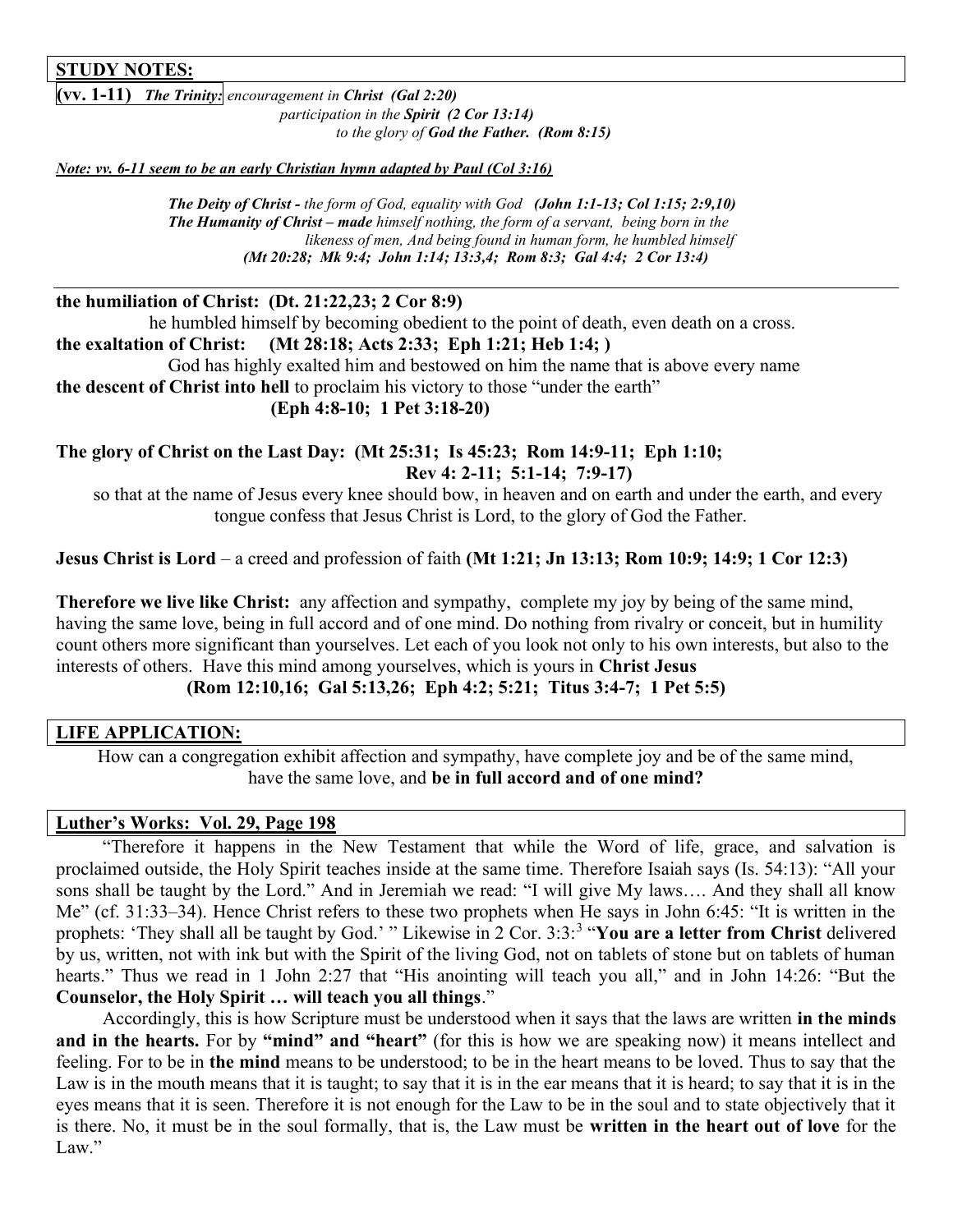## STUDY NOTES:

**(vv. 1-11)** ***The Trinity:*** *encouragement in* ***Christ (Gal 2:20)***
*participation in the* ***Spirit (2 Cor 13:14)***
*to the glory of* ***God the Father. (Rom 8:15)***

***Note: vv. 6-11 seem to be an early Christian hymn adapted by Paul (Col 3:16)***

***The Deity of Christ -*** *the form of God, equality with God* ***(John 1:1-13; Col 1:15; 2:9,10)***
***The Humanity of Christ – made*** *himself nothing, the form of a servant, being born in the likeness of men, And being found in human form, he humbled himself*
***(Mt 20:28; Mk 9:4; John 1:14; 13:3,4; Rom 8:3; Gal 4:4; 2 Cor 13:4)***

---

**the humiliation of Christ: (Dt. 21:22,23; 2 Cor 8:9)**
he humbled himself by becoming obedient to the point of death, even death on a cross.
**the exaltation of Christ: (Mt 28:18; Acts 2:33; Eph 1:21; Heb 1:4; )**
God has highly exalted him and bestowed on him the name that is above every name
**the descent of Christ into hell** to proclaim his victory to those "under the earth"
**(Eph 4:8-10; 1 Pet 3:18-20)**

**The glory of Christ on the Last Day: (Mt 25:31; Is 45:23; Rom 14:9-11; Eph 1:10; Rev 4: 2-11; 5:1-14; 7:9-17)**
so that at the name of Jesus every knee should bow, in heaven and on earth and under the earth, and every tongue confess that Jesus Christ is Lord, to the glory of God the Father.

**Jesus Christ is Lord** – a creed and profession of faith **(Mt 1:21; Jn 13:13; Rom 10:9; 14:9; 1 Cor 12:3)**

**Therefore we live like Christ:** any affection and sympathy, complete my joy by being of the same mind, having the same love, being in full accord and of one mind. Do nothing from rivalry or conceit, but in humility count others more significant than yourselves. Let each of you look not only to his own interests, but also to the interests of others. Have this mind among yourselves, which is yours in **Christ Jesus**
**(Rom 12:10,16; Gal 5:13,26; Eph 4:2; 5:21; Titus 3:4-7; 1 Pet 5:5)**

## LIFE APPLICATION:

How can a congregation exhibit affection and sympathy, have complete joy and be of the same mind, have the same love, and **be in full accord and of one mind?**

## Luther's Works: Vol. 29, Page 198

"Therefore it happens in the New Testament that while the Word of life, grace, and salvation is proclaimed outside, the Holy Spirit teaches inside at the same time. Therefore Isaiah says (Is. 54:13): "All your sons shall be taught by the Lord." And in Jeremiah we read: "I will give My laws…. And they shall all know Me" (cf. 31:33–34). Hence Christ refers to these two prophets when He says in John 6:45: "It is written in the prophets: 'They shall all be taught by God.' " Likewise in 2 Cor. 3:3:[3] "**You are a letter from Christ** delivered by us, written, not with ink but with the Spirit of the living God, not on tablets of stone but on tablets of human hearts." Thus we read in 1 John 2:27 that "His anointing will teach you all," and in John 14:26: "But the **Counselor, the Holy Spirit … will teach you all things**."

Accordingly, this is how Scripture must be understood when it says that the laws are written **in the minds and in the hearts.** For by **"mind" and "heart"** (for this is how we are speaking now) it means intellect and feeling. For to be in **the mind** means to be understood; to be in the heart means to be loved. Thus to say that the Law is in the mouth means that it is taught; to say that it is in the ear means that it is heard; to say that it is in the eyes means that it is seen. Therefore it is not enough for the Law to be in the soul and to state objectively that it is there. No, it must be in the soul formally, that is, the Law must be **written in the heart out of love** for the Law."